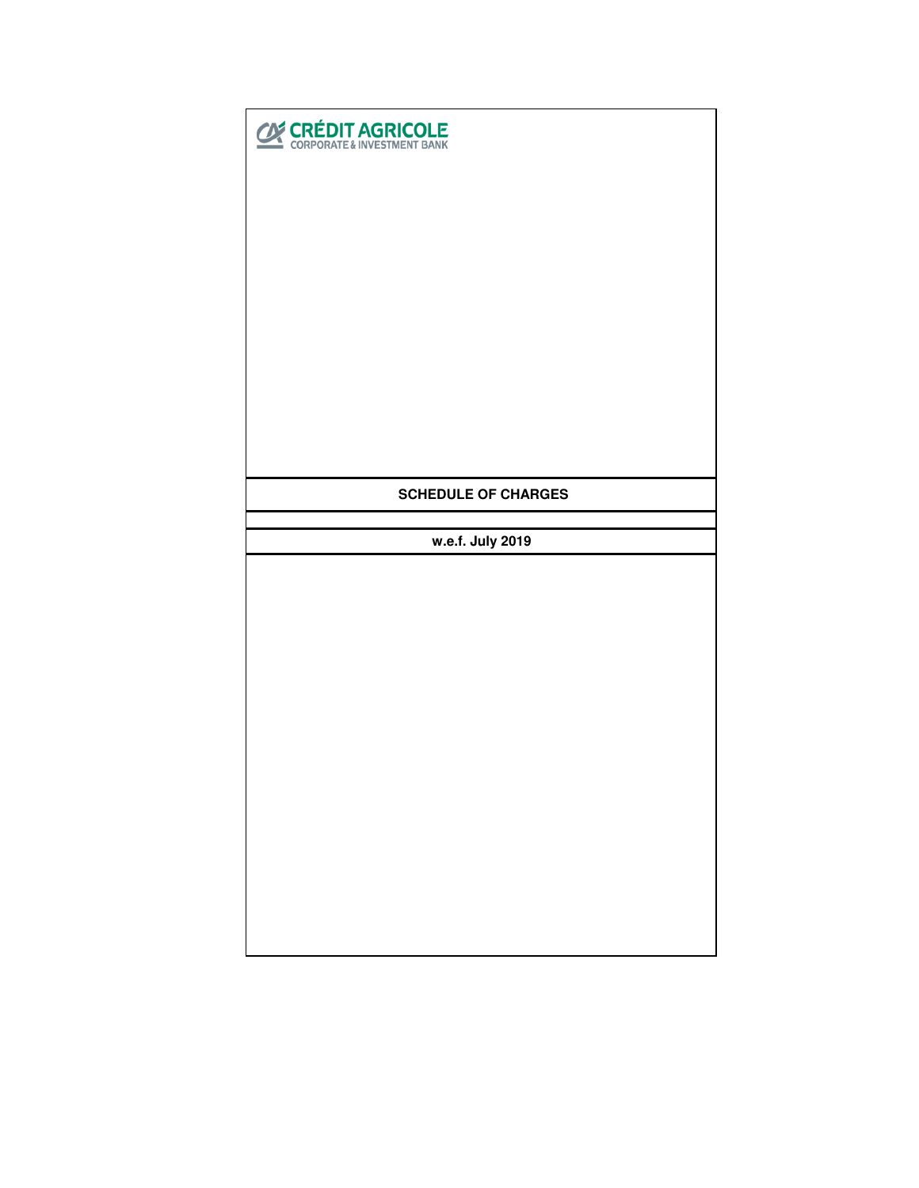CRÉDIT AGRICOLE
CORPORATE & INVESTMENT BANK

# SCHEDULE OF CHARGES

**w.e.f. July 2019**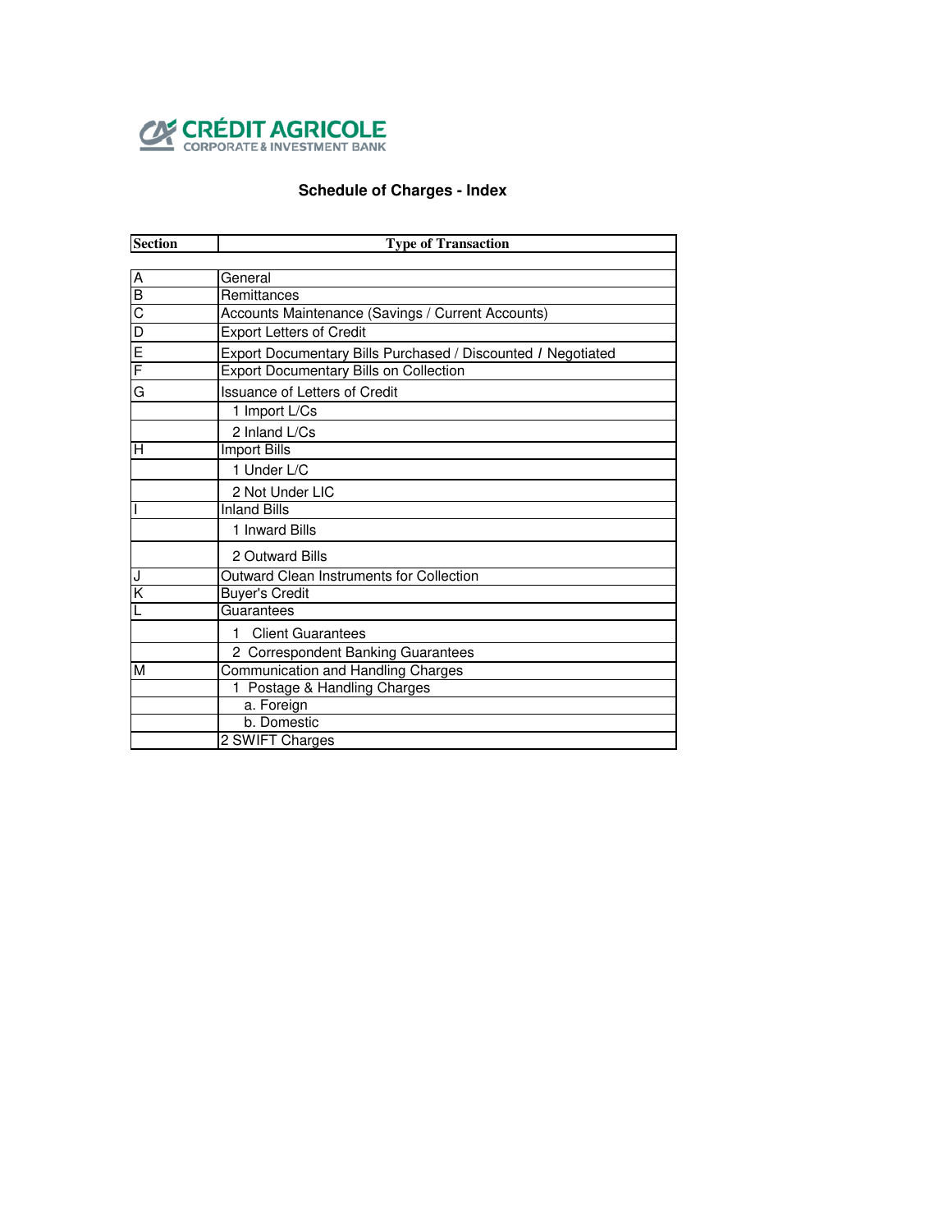CRÉDIT AGRICOLE
CORPORATE & INVESTMENT BANK

## Schedule of Charges - Index

| Section | Type of Transaction |
|---|---|
| | |
| A | General |
| B | Remittances |
| C | Accounts Maintenance (Savings / Current Accounts) |
| D | Export Letters of Credit |
| E | Export Documentary Bills Purchased / Discounted / Negotiated |
| F | Export Documentary Bills on Collection |
| G | Issuance of Letters of Credit |
| | 1 Import L/Cs |
| | 2 Inland L/Cs |
| H | Import Bills |
| | 1 Under L/C |
| | 2 Not Under LIC |
| I | Inland Bills |
| | 1 Inward Bills |
| | 2 Outward Bills |
| J | Outward Clean Instruments for Collection |
| K | Buyer's Credit |
| L | Guarantees |
| | 1 Client Guarantees |
| | 2 Correspondent Banking Guarantees |
| M | Communication and Handling Charges |
| | 1 Postage & Handling Charges |
| | a. Foreign |
| | b. Domestic |
| | 2 SWIFT Charges |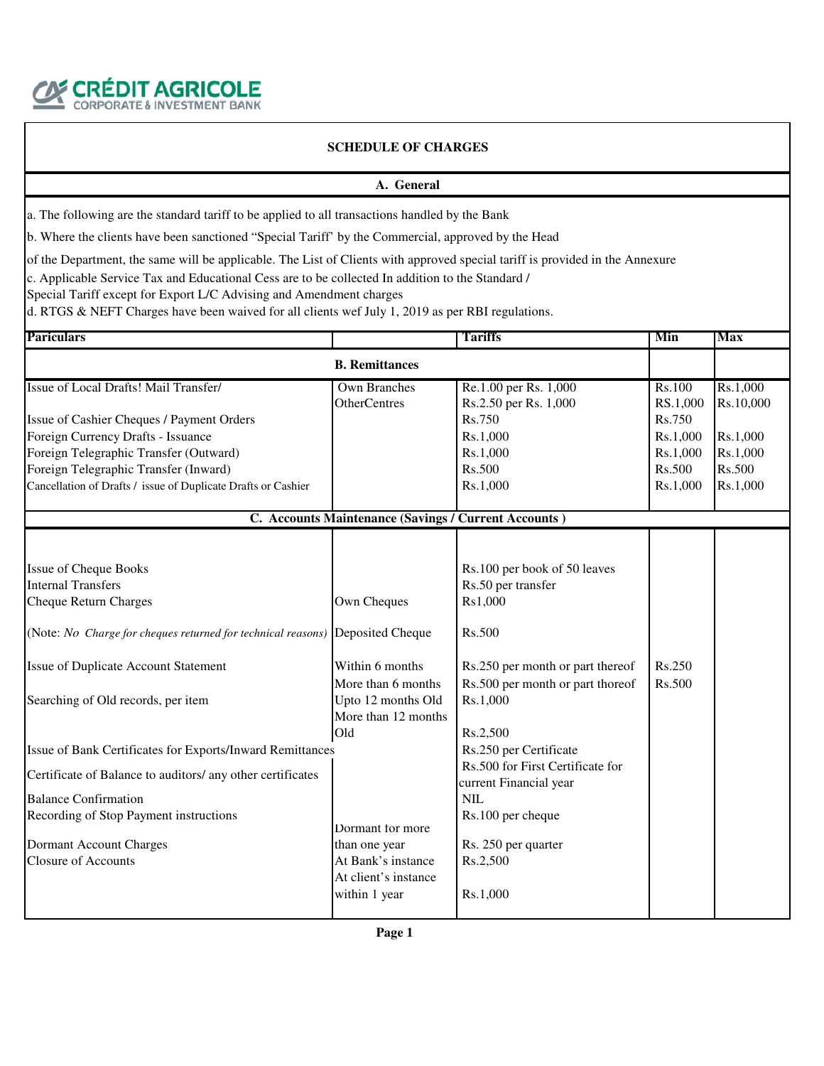CRÉDIT AGRICOLE
CORPORATE & INVESTMENT BANK

## SCHEDULE OF CHARGES

### A. General

a. The following are the standard tariff to be applied to all transactions handled by the Bank

b. Where the clients have been sanctioned "Special Tariff" by the Commercial, approved by the Head of the Department, the same will be applicable. The List of Clients with approved special tariff is provided in the Annexure

c. Applicable Service Tax and Educational Cess are to be collected In addition to the Standard / Special Tariff except for Export L/C Advising and Amendment charges

d. RTGS & NEFT Charges have been waived for all clients wef July 1, 2019 as per RBI regulations.

| Pariculars | | Tariffs | Min | Max |
|---|---|---|---|---|
| **B. Remittances** | | | | |
| Issue of Local Drafts! Mail Transfer/ | Own Branches | Re.1.00 per Rs. 1,000 | Rs.100 | Rs.1,000 |
| | OtherCentres | Rs.2.50 per Rs. 1,000 | RS.1,000 | Rs.10,000 |
| Issue of Cashier Cheques / Payment Orders | | Rs.750 | Rs.750 | |
| Foreign Currency Drafts - Issuance | | Rs.1,000 | Rs.1,000 | Rs.1,000 |
| Foreign Telegraphic Transfer (Outward) | | Rs.1,000 | Rs.1,000 | Rs.1,000 |
| Foreign Telegraphic Transfer (Inward) | | Rs.500 | Rs.500 | Rs.500 |
| Cancellation of Drafts / issue of Duplicate Drafts or Cashier | | Rs.1,000 | Rs.1,000 | Rs.1,000 |
| **C. Accounts Maintenance (Savings / Current Accounts )** | | | | |
| Issue of Cheque Books | | Rs.100 per book of 50 leaves | | |
| Internal Transfers | | Rs.50 per transfer | | |
| Cheque Return Charges | Own Cheques | Rs1,000 | | |
| (Note: *No Charge for cheques returned for technical reasons)* | Deposited Cheque | Rs.500 | | |
| Issue of Duplicate Account Statement | Within 6 months | Rs.250 per month or part thereof | Rs.250 | |
| | More than 6 months | Rs.500 per month or part thoreof | Rs.500 | |
| Searching of Old records, per item | Upto 12 months Old | Rs.1,000 | | |
| | More than 12 months Old | Rs.2,500 | | |
| Issue of Bank Certificates for Exports/Inward Remittances | | Rs.250 per Certificate | | |
| Certificate of Balance to auditors/ any other certificates | | Rs.500 for First Certificate for current Financial year | | |
| Balance Confirmation | | NIL | | |
| Recording of Stop Payment instructions | | Rs.100 per cheque | | |
| Dormant Account Charges | Dormant for more than one year | Rs. 250 per quarter | | |
| Closure of Accounts | At Bank's instance | Rs.2,500 | | |
| | At client's instance within 1 year | Rs.1,000 | | |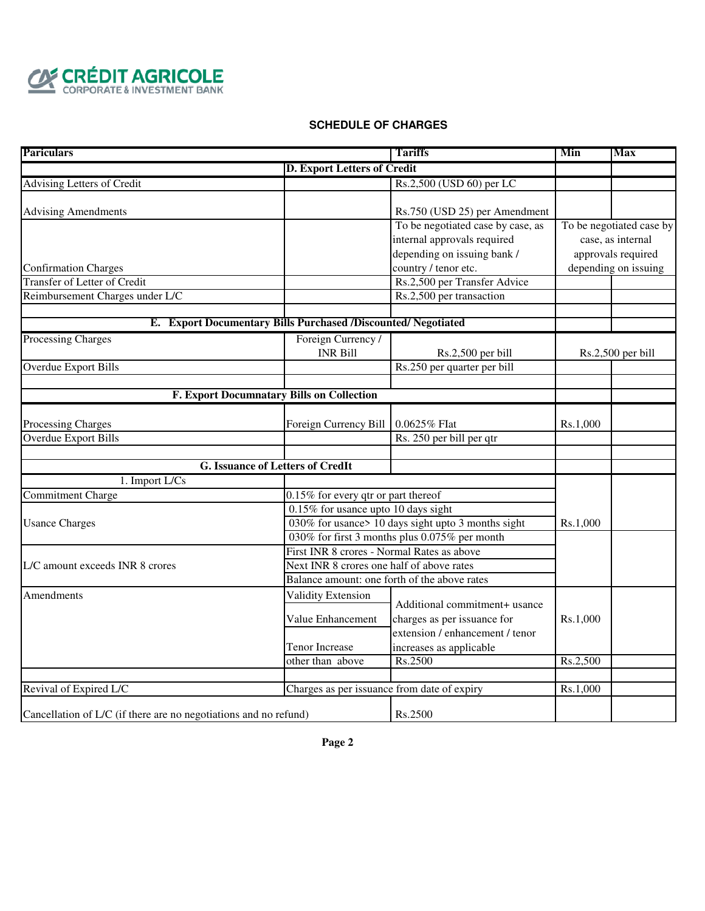**CRÉDIT AGRICOLE**
CORPORATE & INVESTMENT BANK

## SCHEDULE OF CHARGES

| Pariculars | | Tariffs | Min | Max |
|---|---|---|---|---|
| | **D. Export Letters of Credit** | | | |
| Advising Letters of Credit | | Rs.2,500 (USD 60) per LC | | |
| Advising Amendments | | Rs.750 (USD 25) per Amendment | | |
| Confirmation Charges | | To be negotiated case by case, as internal approvals required depending on issuing bank / country / tenor etc. | To be negotiated case by case, as internal approvals required depending on issuing | |
| Transfer of Letter of Credit | | Rs.2,500 per Transfer Advice | | |
| Reimbursement Charges under L/C | | Rs.2,500 per transaction | | |
| | | | | |
| **E. Export Documentary Bills Purchased /Discounted/ Negotiated** | | | | |
| Processing Charges | Foreign Currency / INR Bill | Rs.2,500 per bill | Rs.2,500 per bill | |
| Overdue Export Bills | | Rs.250 per quarter per bill | | |
| | | | | |
| **F. Export Documnatary Bills on Collection** | | | | |
| Processing Charges | Foreign Currency Bill | 0.0625% FIat | Rs.1,000 | |
| Overdue Export Bills | | Rs. 250 per bill per qtr | | |
| | | | | |
| **G. Issuance of Letters of CredIt** | | | | |
| 1. Import L/Cs | | | | |
| Commitment Charge | 0.15% for every qtr or part thereof | | | |
| Usance Charges | 0.15% for usance upto 10 days sight | | | |
| | 030% for usance> 10 days sight upto 3 months sight | | Rs.1,000 | |
| | 030% for first 3 months plus 0.075% per month | | | |
| L/C amount exceeds INR 8 crores | First INR 8 crores - Normal Rates as above | | | |
| | Next INR 8 crores one half of above rates | | | |
| | Balance amount: one forth of the above rates | | | |
| Amendments | Validity Extension | Additional commitment+ usance charges as per issuance for extension / enhancement / tenor increases as applicable | Rs.1,000 | |
| | Value Enhancement | | | |
| | Tenor Increase | | | |
| | other than above | Rs.2500 | Rs.2,500 | |
| | | | | |
| Revival of Expired L/C | Charges as per issuance from date of expiry | | Rs.1,000 | |
| Cancellation of L/C (if there are no negotiations and no refund) | | Rs.2500 | | |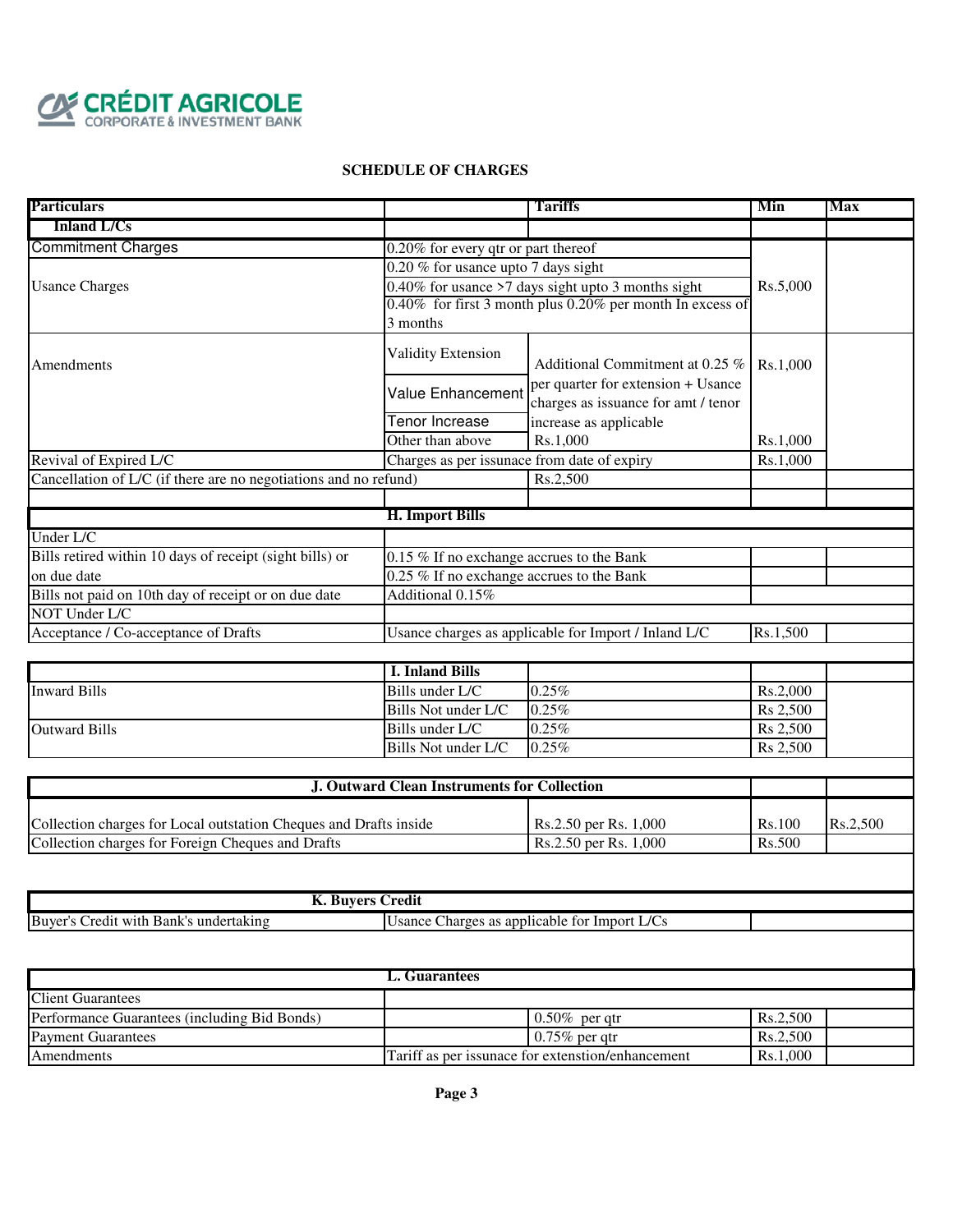**SCHEDULE OF CHARGES**

| Particulars | | Tariffs | Min | Max |
|---|---|---|---|---|
| **Inland L/Cs** | | | | |
| Commitment Charges | 0.20% for every qtr or part thereof | | Rs.5,000 | |
| Usance Charges | 0.20 % for usance upto 7 days sight | | | |
| | 0.40% for usance >7 days sight upto 3 months sight | | | |
| | 0.40% for first 3 month plus 0.20% per month In excess of 3 months | | | |
| Amendments | Validity Extension | Additional Commitment at 0.25 % per quarter for extension + Usance charges as issuance for amt / tenor increase as applicable | Rs.1,000 | |
| | Value Enhancement | | | |
| | Tenor Increase | | | |
| | Other than above | Rs.1,000 | Rs.1,000 | |
| Revival of Expired L/C | Charges as per issuance from date of expiry | | Rs.1,000 | |
| Cancellation of L/C (if there are no negotiations and no refund) | | Rs.2,500 | | |
| | | | | |
| | **H. Import Bills** | | | |
| Under L/C | | | | |
| Bills retired within 10 days of receipt (sight bills) or | 0.15 % If no exchange accrues to the Bank | | | |
| on due date | 0.25 % If no exchange accrues to the Bank | | | |
| Bills not paid on 10th day of receipt or on due date | Additional 0.15% | | | |
| NOT Under L/C | | | | |
| Acceptance / Co-acceptance of Drafts | Usance charges as applicable for Import / Inland L/C | | Rs.1,500 | |
| | | | | |
| | **I. Inland Bills** | | | |
| Inward Bills | Bills under L/C | 0.25% | Rs.2,000 | |
| | Bills Not under L/C | 0.25% | Rs 2,500 | |
| Outward Bills | Bills under L/C | 0.25% | Rs 2,500 | |
| | Bills Not under L/C | 0.25% | Rs 2,500 | |
| | | | | |
| **J. Outward Clean Instruments for Collection** | | | | |
| Collection charges for Local outstation Cheques and Drafts inside | | Rs.2.50 per Rs. 1,000 | Rs.100 | Rs.2,500 |
| Collection charges for Foreign Cheques and Drafts | | Rs.2.50 per Rs. 1,000 | Rs.500 | |
| | | | | |
| **K. Buyers Credit** | | | | |
| Buyer's Credit with Bank's undertaking | Usance Charges as applicable for Import L/Cs | | | |
| | | | | |
| | **L. Guarantees** | | | |
| Client Guarantees | | | | |
| Performance Guarantees (including Bid Bonds) | | 0.50% per qtr | Rs.2,500 | |
| Payment Guarantees | | 0.75% per qtr | Rs.2,500 | |
| Amendments | Tariff as per issuance for extenstion/enhancement | | Rs.1,000 | |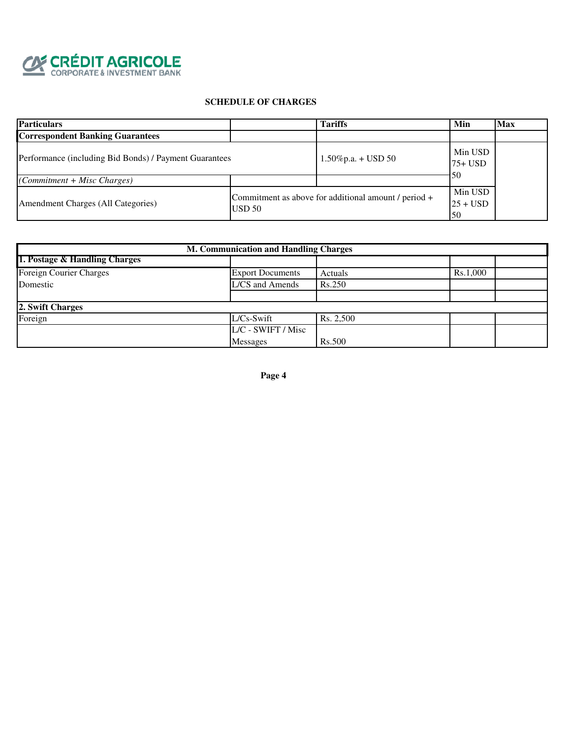## SCHEDULE OF CHARGES

| Particulars | | Tariffs | Min | Max |
|---|---|---|---|---|
| **Correspondent Banking Guarantees** | | | | |
| Performance (including Bid Bonds) / Payment Guarantees | | 1.50%p.a. + USD 50 | Min USD 75+ USD 50 | |
| *(Commitment + Misc Charges)* | | | | |
| Amendment Charges (All Categories) | Commitment as above for additional amount / period + USD 50 | | Min USD 25 + USD 50 | |

| M. Communication and Handling Charges | | | | |
|---|---|---|---|---|
| **1. Postage & Handling Charges** | | | | |
| Foreign Courier Charges | Export Documents | Actuals | Rs.1,000 | |
| Domestic | L/CS and Amends | Rs.250 | | |
| | | | | |
| **2. Swift Charges** | | | | |
| Foreign | L/Cs-Swift | Rs. 2,500 | | |
| | L/C - SWIFT / Misc Messages | Rs.500 | | |